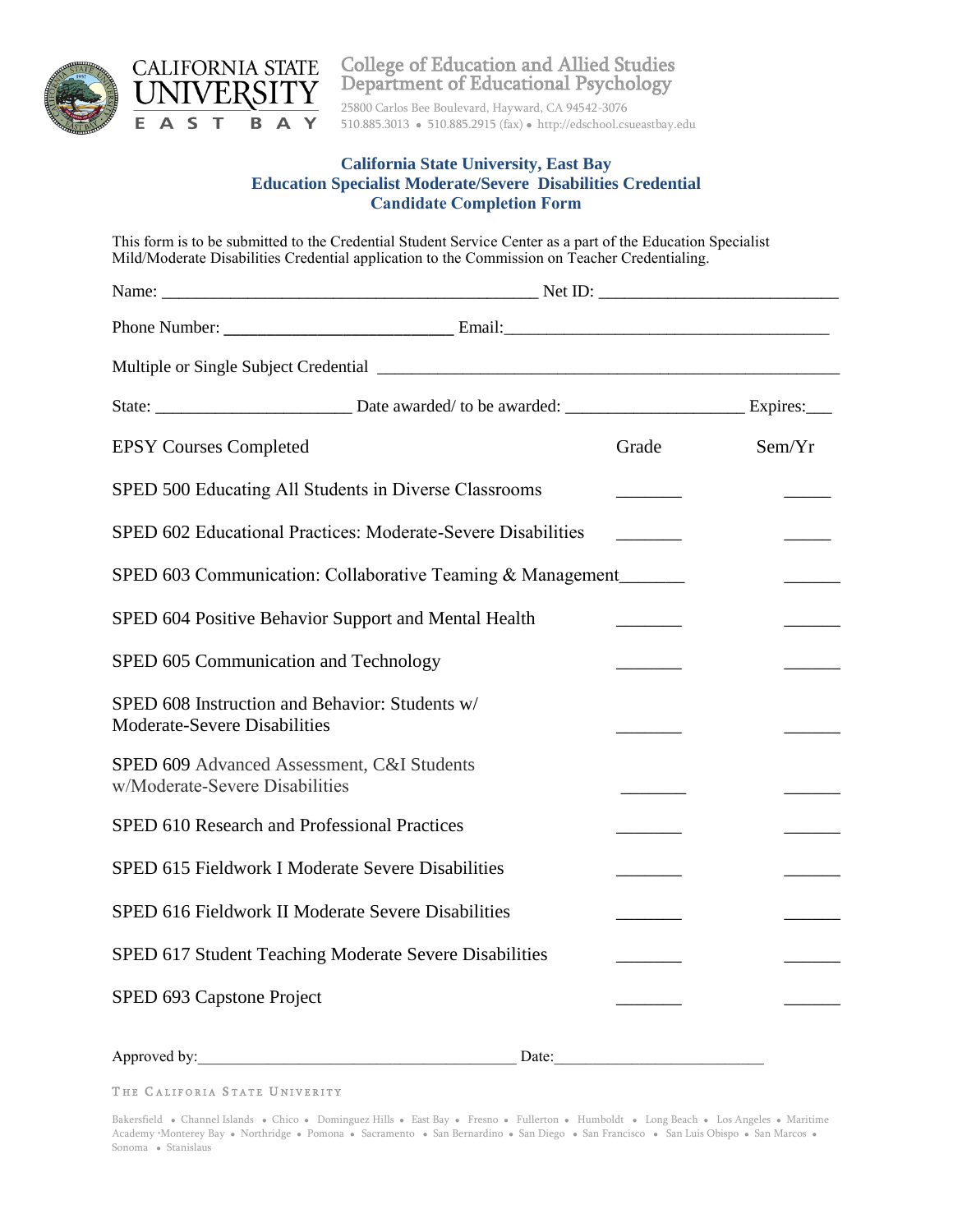CALIFORNIA STATE UNIVERSITY EAST BAY

College of Education and Allied Studies
Department of Educational Psychology

25800 Carlos Bee Boulevard, Hayward, CA 94542-3076
510.885.3013 • 510.885.2915 (fax) • http://edschool.csueastbay.edu

## California State University, East Bay
## Education Specialist Moderate/Severe Disabilities Credential
## Candidate Completion Form

This form is to be submitted to the Credential Student Service Center as a part of the Education Specialist Mild/Moderate Disabilities Credential application to the Commission on Teacher Credentialing.

Name: ____________________________________________ Net ID: ___________________________

Phone Number: __________________________ Email:_____________________________________

Multiple or Single Subject Credential ______________________________________________________

State: ______________________ Date awarded/ to be awarded: ____________________ Expires:___

| EPSY Courses Completed | Grade | Sem/Yr |
|---|---|---|
| SPED 500 Educating All Students in Diverse Classrooms | _______ | _____ |
| SPED 602 Educational Practices: Moderate-Severe Disabilities | _______ | _____ |
| SPED 603 Communication: Collaborative Teaming & Management | _______ | ______ |
| SPED 604 Positive Behavior Support and Mental Health | _______ | ______ |
| SPED 605 Communication and Technology | _______ | ______ |
| SPED 608 Instruction and Behavior: Students w/ Moderate-Severe Disabilities | _______ | ______ |
| SPED 609 Advanced Assessment, C&I Students w/Moderate-Severe Disabilities | _______ | ______ |
| SPED 610 Research and Professional Practices | _______ | ______ |
| SPED 615 Fieldwork I Moderate Severe Disabilities | _______ | ______ |
| SPED 616 Fieldwork II Moderate Severe Disabilities | _______ | ______ |
| SPED 617 Student Teaching Moderate Severe Disabilities | _______ | ______ |
| SPED 693 Capstone Project | _______ | ______ |

Approved by:_______________________________________ Date:__________________________

THE CALIFORNIA STATE UNIVERSITY

Bakersfield • Channel Islands • Chico • Dominguez Hills • East Bay • Fresno • Fullerton • Humboldt • Long Beach • Los Angeles • Maritime Academy •Monterey Bay • Northridge • Pomona • Sacramento • San Bernardino • San Diego • San Francisco • San Luis Obispo • San Marcos • Sonoma • Stanislaus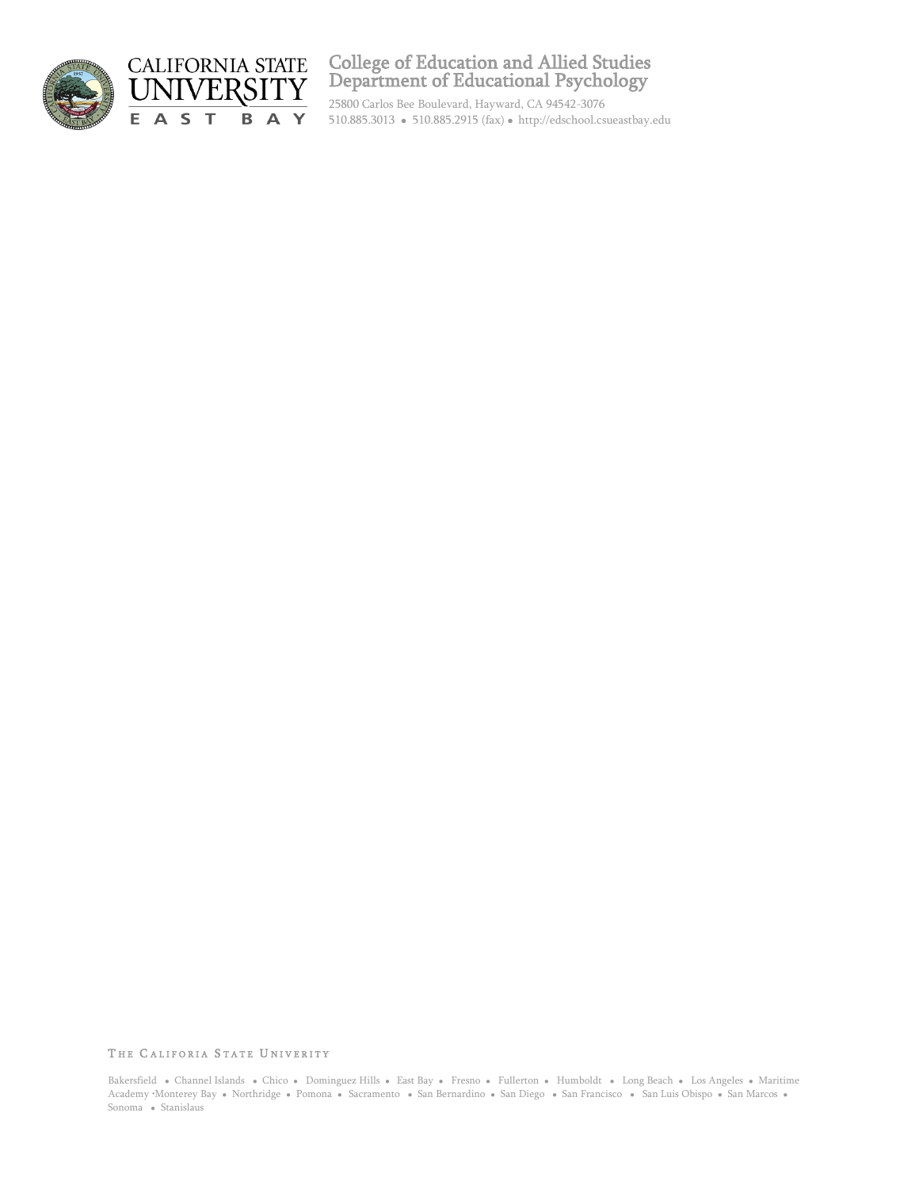CALIFORNIA STATE UNIVERSITY EAST BAY

College of Education and Allied Studies
Department of Educational Psychology

25800 Carlos Bee Boulevard, Hayward, CA 94542-3076
510.885.3013 • 510.885.2915 (fax) • http://edschool.csueastbay.edu

THE CALIFORIA STATE UNIVERITY

Bakersfield • Channel Islands • Chico • Dominguez Hills • East Bay • Fresno • Fullerton • Humboldt • Long Beach • Los Angeles • Maritime Academy •Monterey Bay • Northridge • Pomona • Sacramento • San Bernardino • San Diego • San Francisco • San Luis Obispo • San Marcos • Sonoma • Stanislaus